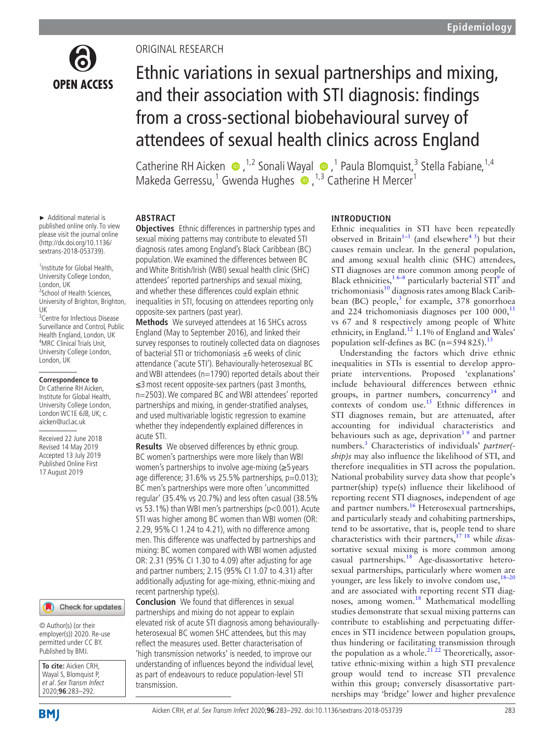ORIGINAL RESEARCH

# Ethnic variations in sexual partnerships and mixing, and their association with STI diagnosis: findings from a cross-sectional biobehavioural survey of attendees of sexual health clinics across England

Catherine RH Aicken[1,2] Sonali Wayal[1] Paula Blomquist[3] Stella Fabiane[1,4] Makeda Gerressu[1] Gwenda Hughes[1,3] Catherine H Mercer[1]

► Additional material is published online only. To view please visit the journal online (http://dx.doi.org/10.1136/sextrans-2018-053739).

[1]Institute for Global Health, University College London, London, UK
[2]School of Health Sciences, University of Brighton, Brighton, UK
[3]Centre for Infectious Disease Surveillance and Control, Public Health England, London, UK
[4]MRC Clinical Trials Unit, University College London, London, UK

**Correspondence to**
Dr Catherine RH Aicken, Institute for Global Health, University College London, London WC1E 6JB, UK; c.aicken@ucl.ac.uk

Received 22 June 2018
Revised 14 May 2019
Accepted 13 July 2019
Published Online First 17 August 2019

© Author(s) (or their employer(s)) 2020. Re-use permitted under CC BY. Published by BMJ.

**To cite:** Aicken CRH, Wayal S, Blomquist P, et al. *Sex Transm Infect* 2020;**96**:283–292.

## ABSTRACT

**Objectives** Ethnic differences in partnership types and sexual mixing patterns may contribute to elevated STI diagnosis rates among England's Black Caribbean (BC) population. We examined the differences between BC and White British/Irish (WBI) sexual health clinic (SHC) attendees' reported partnerships and sexual mixing, and whether these differences could explain ethnic inequalities in STI, focusing on attendees reporting only opposite-sex partners (past year).

**Methods** We surveyed attendees at 16 SHCs across England (May to September 2016), and linked their survey responses to routinely collected data on diagnoses of bacterial STI or trichomoniasis ±6 weeks of clinic attendance ('acute STI'). Behaviourally-heterosexual BC and WBI attendees (n=1790) reported details about their ≤3 most recent opposite-sex partners (past 3 months, n=2503). We compared BC and WBI attendees' reported partnerships and mixing, in gender-stratified analyses, and used multivariable logistic regression to examine whether they independently explained differences in acute STI.

**Results** We observed differences by ethnic group. BC women's partnerships were more likely than WBI women's partnerships to involve age-mixing (≥5 years age difference; 31.6% vs 25.5% partnerships, p=0.013); BC men's partnerships were more often 'uncommitted regular' (35.4% vs 20.7%) and less often casual (38.5% vs 53.1%) than WBI men's partnerships (p<0.001). Acute STI was higher among BC women than WBI women (OR: 2.29, 95% CI 1.24 to 4.21), with no difference among men. This difference was unaffected by partnerships and mixing: BC women compared with WBI women adjusted OR: 2.31 (95% CI 1.30 to 4.09) after adjusting for age and partner numbers; 2.15 (95% CI 1.07 to 4.31) after additionally adjusting for age-mixing, ethnic-mixing and recent partnership type(s).

**Conclusion** We found that differences in sexual partnerships and mixing do not appear to explain elevated risk of acute STI diagnosis among behaviourally-heterosexual BC women SHC attendees, but this may reflect the measures used. Better characterisation of 'high transmission networks' is needed, to improve our understanding of influences beyond the individual level, as part of endeavours to reduce population-level STI transmission.

## INTRODUCTION

Ethnic inequalities in STI have been repeatedly observed in Britain[1–3] (and elsewhere[4 5]) but their causes remain unclear. In the general population, and among sexual health clinic (SHC) attendees, STI diagnoses are more common among people of Black ethnicities,[1 6–8] particularly bacterial STI[9] and trichomoniasis[10] diagnosis rates among Black Caribbean (BC) people,[3] for example, 378 gonorrhoea and 224 trichomoniasis diagnoses per 100 000,[11] vs 67 and 8 respectively among people of White ethnicity, in England.[12] 1.1% of England and Wales' population self-defines as BC (n=594 825).[13]

Understanding the factors which drive ethnic inequalities in STIs is essential to develop appropriate interventions. Proposed 'explanations' include behavioural differences between ethnic groups, in partner numbers, concurrency[14] and contexts of condom use.[15] Ethnic differences in STI diagnoses remain, but are attenuated, after accounting for individual characteristics and behaviours such as age, deprivation[3 9] and partner numbers.[3] Characteristics of individuals' *partner(-ship)s* may also influence the likelihood of STI, and therefore inequalities in STI across the population. National probability survey data show that people's partner(ship) type(s) influence their likelihood of reporting recent STI diagnoses, independent of age and partner numbers.[16] Heterosexual partnerships, and particularly steady and cohabiting partnerships, tend to be assortative, that is, people tend to share characteristics with their partners,[17 18] while *dis*assortative sexual mixing is more common among casual partnerships.[18] Age-disassortative heterosexual partnerships, particularly where women are younger, are less likely to involve condom use,[18–20] and are associated with reporting recent STI diagnoses, among women.[18] Mathematical modelling studies demonstrate that sexual mixing patterns can contribute to establishing and perpetuating differences in STI incidence between population groups, thus hindering or facilitating transmission through the population as a whole.[21 22] Theoretically, assortative ethnic-mixing within a high STI prevalence group would tend to increase STI prevalence within this group; conversely disassortative partnerships may 'bridge' lower and higher prevalence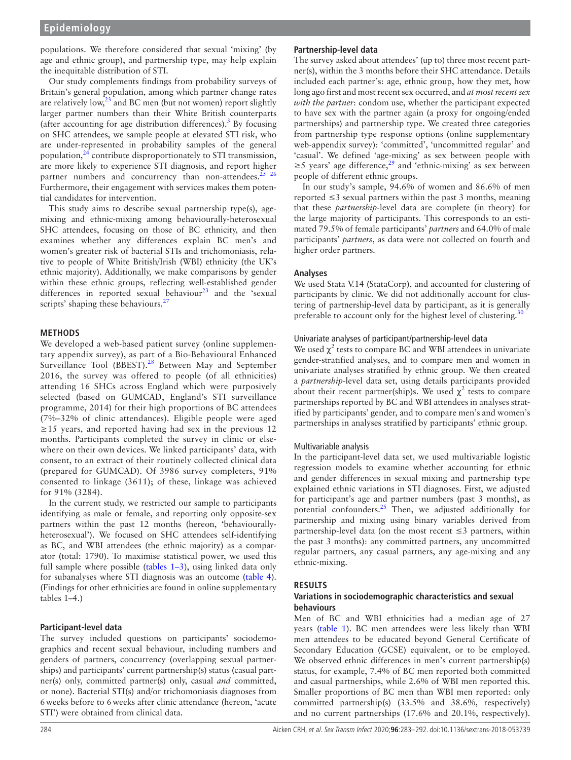populations. We therefore considered that sexual 'mixing' (by age and ethnic group), and partnership type, may help explain the inequitable distribution of STI.

Our study complements findings from probability surveys of Britain's general population, among which partner change rates are relatively low,[23] and BC men (but not women) report slightly larger partner numbers than their White British counterparts (after accounting for age distribution differences).[3] By focusing on SHC attendees, we sample people at elevated STI risk, who are under-represented in probability samples of the general population,[24] contribute disproportionately to STI transmission, are more likely to experience STI diagnosis, and report higher partner numbers and concurrency than non-attendees.[25 26] Furthermore, their engagement with services makes them potential candidates for intervention.

This study aims to describe sexual partnership type(s), age-mixing and ethnic-mixing among behaviourally-heterosexual SHC attendees, focusing on those of BC ethnicity, and then examines whether any differences explain BC men's and women's greater risk of bacterial STIs and trichomoniasis, relative to people of White British/Irish (WBI) ethnicity (the UK's ethnic majority). Additionally, we make comparisons by gender within these ethnic groups, reflecting well-established gender differences in reported sexual behaviour[23] and the 'sexual scripts' shaping these behaviours.[27]

## METHODS

We developed a web-based patient survey (online supplementary appendix survey), as part of a Bio-Behavioural Enhanced Surveillance Tool (BBEST).[28] Between May and September 2016, the survey was offered to people (of all ethnicities) attending 16 SHCs across England which were purposively selected (based on GUMCAD, England's STI surveillance programme, 2014) for their high proportions of BC attendees (7%–32% of clinic attendances). Eligible people were aged ≥15 years, and reported having had sex in the previous 12 months. Participants completed the survey in clinic or elsewhere on their own devices. We linked participants' data, with consent, to an extract of their routinely collected clinical data (prepared for GUMCAD). Of 3986 survey completers, 91% consented to linkage (3611); of these, linkage was achieved for 91% (3284).

In the current study, we restricted our sample to participants identifying as male or female, and reporting only opposite-sex partners within the past 12 months (hereon, 'behaviourally-heterosexual'). We focused on SHC attendees self-identifying as BC, and WBI attendees (the ethnic majority) as a comparator (total: 1790). To maximise statistical power, we used this full sample where possible (tables 1–3), using linked data only for subanalyses where STI diagnosis was an outcome (table 4). (Findings for other ethnicities are found in online supplementary tables 1–4.)

### Participant-level data

The survey included questions on participants' sociodemographics and recent sexual behaviour, including numbers and genders of partners, concurrency (overlapping sexual partnerships) and participants' current partnership(s) status (casual partner(s) only, committed partner(s) only, casual *and* committed, or none). Bacterial STI(s) and/or trichomoniasis diagnoses from 6 weeks before to 6 weeks after clinic attendance (hereon, 'acute STI') were obtained from clinical data.

### Partnership-level data

The survey asked about attendees' (up to) three most recent partner(s), within the 3 months before their SHC attendance. Details included each partner's: age, ethnic group, how they met, how long ago first and most recent sex occurred, and *at most recent sex with the partner*: condom use, whether the participant expected to have sex with the partner again (a proxy for ongoing/ended partnerships) and partnership type. We created three categories from partnership type response options (online supplementary web-appendix survey): 'committed', 'uncommitted regular' and 'casual'. We defined 'age-mixing' as sex between people with ≥5 years' age difference,[29] and 'ethnic-mixing' as sex between people of different ethnic groups.

In our study's sample, 94.6% of women and 86.6% of men reported ≤3 sexual partners within the past 3 months, meaning that these *partnership*-level data are complete (in theory) for the large majority of participants. This corresponds to an estimated 79.5% of female participants' *partners* and 64.0% of male participants' *partners*, as data were not collected on fourth and higher order partners.

### Analyses

We used Stata V.14 (StataCorp), and accounted for clustering of participants by clinic. We did not additionally account for clustering of partnership-level data by participant, as it is generally preferable to account only for the highest level of clustering.[30]

#### Univariate analyses of participant/partnership-level data

We used $\chi^2$ tests to compare BC and WBI attendees in univariate gender-stratified analyses, and to compare men and women in univariate analyses stratified by ethnic group. We then created a *partnership*-level data set, using details participants provided about their recent partner(ship)s. We used $\chi^2$ tests to compare partnerships reported by BC and WBI attendees in analyses stratified by participants' gender, and to compare men's and women's partnerships in analyses stratified by participants' ethnic group.

#### Multivariable analysis

In the participant-level data set, we used multivariable logistic regression models to examine whether accounting for ethnic and gender differences in sexual mixing and partnership type explained ethnic variations in STI diagnoses. First, we adjusted for participant's age and partner numbers (past 3 months), as potential confounders.[25] Then, we adjusted additionally for partnership and mixing using binary variables derived from partnership-level data (on the most recent ≤3 partners, within the past 3 months): any committed partners, any uncommitted regular partners, any casual partners, any age-mixing and any ethnic-mixing.

## RESULTS

### Variations in sociodemographic characteristics and sexual behaviours

Men of BC and WBI ethnicities had a median age of 27 years (table 1). BC men attendees were less likely than WBI men attendees to be educated beyond General Certificate of Secondary Education (GCSE) equivalent, or to be employed. We observed ethnic differences in men's current partnership(s) status, for example, 7.4% of BC men reported both committed and casual partnerships, while 2.6% of WBI men reported this. Smaller proportions of BC men than WBI men reported: only committed partnership(s) (33.5% and 38.6%, respectively) and no current partnerships (17.6% and 20.1%, respectively).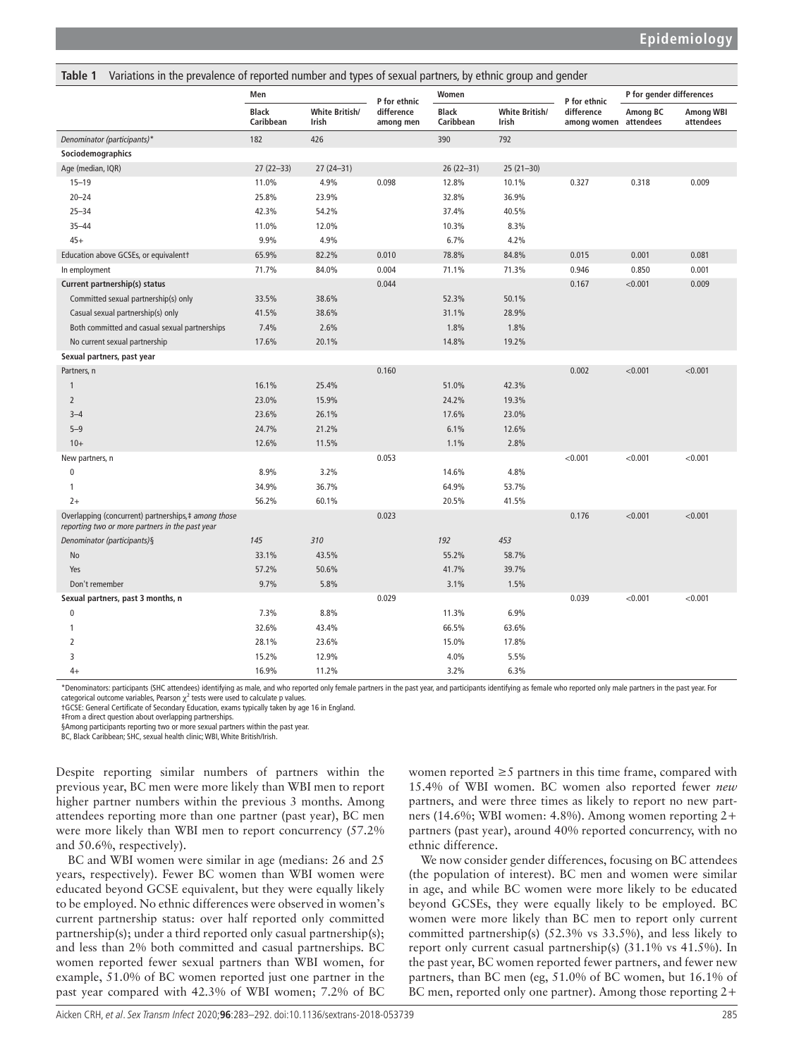**Table 1** Variations in the prevalence of reported number and types of sexual partners, by ethnic group and gender

| | Men | | P for ethnic difference among men | Women | | P for ethnic difference among women | P for gender differences | |
|---|---|---|---|---|---|---|---|---|
| | Black Caribbean | White British/ Irish | | Black Caribbean | White British/ Irish | | Among BC attendees | Among WBI attendees |
| *Denominator (participants)\** | 182 | 426 | | 390 | 792 | | | |
| **Sociodemographics** | | | | | | | | |
| Age (median, IQR) | 27 (22–33) | 27 (24–31) | | 26 (22–31) | 25 (21–30) | | | |
| 15–19 | 11.0% | 4.9% | 0.098 | 12.8% | 10.1% | 0.327 | 0.318 | 0.009 |
| 20–24 | 25.8% | 23.9% | | 32.8% | 36.9% | | | |
| 25–34 | 42.3% | 54.2% | | 37.4% | 40.5% | | | |
| 35–44 | 11.0% | 12.0% | | 10.3% | 8.3% | | | |
| 45+ | 9.9% | 4.9% | | 6.7% | 4.2% | | | |
| Education above GCSEs, or equivalent† | 65.9% | 82.2% | 0.010 | 78.8% | 84.8% | 0.015 | 0.001 | 0.081 |
| In employment | 71.7% | 84.0% | 0.004 | 71.1% | 71.3% | 0.946 | 0.850 | 0.001 |
| **Current partnership(s) status** | | | 0.044 | | | 0.167 | <0.001 | 0.009 |
| Committed sexual partnership(s) only | 33.5% | 38.6% | | 52.3% | 50.1% | | | |
| Casual sexual partnership(s) only | 41.5% | 38.6% | | 31.1% | 28.9% | | | |
| Both committed and casual sexual partnerships | 7.4% | 2.6% | | 1.8% | 1.8% | | | |
| No current sexual partnership | 17.6% | 20.1% | | 14.8% | 19.2% | | | |
| **Sexual partners, past year** | | | | | | | | |
| Partners, n | | | 0.160 | | | 0.002 | <0.001 | <0.001 |
| 1 | 16.1% | 25.4% | | 51.0% | 42.3% | | | |
| 2 | 23.0% | 15.9% | | 24.2% | 19.3% | | | |
| 3–4 | 23.6% | 26.1% | | 17.6% | 23.0% | | | |
| 5–9 | 24.7% | 21.2% | | 6.1% | 12.6% | | | |
| 10+ | 12.6% | 11.5% | | 1.1% | 2.8% | | | |
| New partners, n | | | 0.053 | | | <0.001 | <0.001 | <0.001 |
| 0 | 8.9% | 3.2% | | 14.6% | 4.8% | | | |
| 1 | 34.9% | 36.7% | | 64.9% | 53.7% | | | |
| 2+ | 56.2% | 60.1% | | 20.5% | 41.5% | | | |
| Overlapping (concurrent) partnerships,‡ *among those reporting two or more partners in the past year* | | | 0.023 | | | 0.176 | <0.001 | <0.001 |
| *Denominator (participants)§* | *145* | *310* | | *192* | *453* | | | |
| No | 33.1% | 43.5% | | 55.2% | 58.7% | | | |
| Yes | 57.2% | 50.6% | | 41.7% | 39.7% | | | |
| Don't remember | 9.7% | 5.8% | | 3.1% | 1.5% | | | |
| **Sexual partners, past 3 months, n** | | | 0.029 | | | 0.039 | <0.001 | <0.001 |
| 0 | 7.3% | 8.8% | | 11.3% | 6.9% | | | |
| 1 | 32.6% | 43.4% | | 66.5% | 63.6% | | | |
| 2 | 28.1% | 23.6% | | 15.0% | 17.8% | | | |
| 3 | 15.2% | 12.9% | | 4.0% | 5.5% | | | |
| 4+ | 16.9% | 11.2% | | 3.2% | 6.3% | | | |

\*Denominators: participants (SHC attendees) identifying as male, and who reported only female partners in the past year, and participants identifying as female who reported only male partners in the past year. For categorical outcome variables, Pearson $\chi^2$ tests were used to calculate p values.
†GCSE: General Certificate of Secondary Education, exams typically taken by age 16 in England.
‡From a direct question about overlapping partnerships.
§Among participants reporting two or more sexual partners within the past year.
BC, Black Caribbean; SHC, sexual health clinic; WBI, White British/Irish.

Despite reporting similar numbers of partners within the previous year, BC men were more likely than WBI men to report higher partner numbers within the previous 3 months. Among attendees reporting more than one partner (past year), BC men were more likely than WBI men to report concurrency (57.2% and 50.6%, respectively).

BC and WBI women were similar in age (medians: 26 and 25 years, respectively). Fewer BC women than WBI women were educated beyond GCSE equivalent, but they were equally likely to be employed. No ethnic differences were observed in women's current partnership status: over half reported only committed partnership(s); under a third reported only casual partnership(s); and less than 2% both committed and casual partnerships. BC women reported fewer sexual partners than WBI women, for example, 51.0% of BC women reported just one partner in the past year compared with 42.3% of WBI women; 7.2% of BC women reported ≥5 partners in this time frame, compared with 15.4% of WBI women. BC women also reported fewer *new* partners, and were three times as likely to report no new partners (14.6%; WBI women: 4.8%). Among women reporting 2+ partners (past year), around 40% reported concurrency, with no ethnic difference.

We now consider gender differences, focusing on BC attendees (the population of interest). BC men and women were similar in age, and while BC women were more likely to be educated beyond GCSEs, they were equally likely to be employed. BC women were more likely than BC men to report only current committed partnership(s) (52.3% vs 33.5%), and less likely to report only current casual partnership(s) (31.1% vs 41.5%). In the past year, BC women reported fewer partners, and fewer new partners, than BC men (eg, 51.0% of BC women, but 16.1% of BC men, reported only one partner). Among those reporting 2+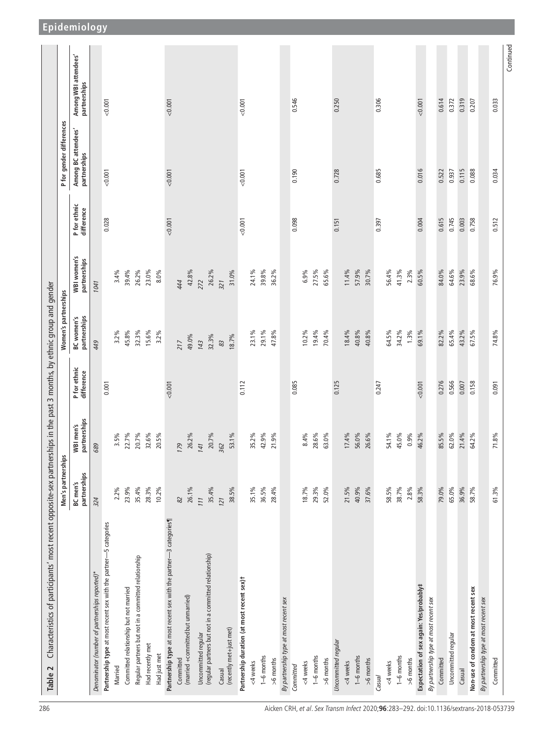**Table 2** Characteristics of participants' most recent opposite-sex partnerships in the past 3 months, by ethnic group and gender

| | Men's partnerships | | | Women's partnerships | | | P for gender differences | |
|---|---|---|---|---|---|---|---|---|
| | BC men's partnerships | WBI men's partnerships | P for ethnic difference | BC women's partnerships | WBI women's partnerships | P for ethnic difference | Among BC attendees' partnerships | Among WBI attendees' partnerships |
| *Denominator (number of partnerships reported)** | *324* | *689* | | *449* | *1041* | | | |
| **Partnership type** at most recent sex with the partner—5 categories | | | 0.001 | | | 0.028 | <0.001 | <0.001 |
| Married | 2.2% | 3.5% | | 3.2% | 3.4% | | | |
| Committed relationship but not married | 23.9% | 22.7% | | 45.8% | 39.4% | | | |
| Regular partners but not in a committed relationship | 35.4% | 20.7% | | 32.3% | 26.2% | | | |
| Had recently met | 28.3% | 32.6% | | 15.6% | 23.0% | | | |
| Had just met | 10.2% | 20.5% | | 3.2% | 8.0% | | | |
| **Partnership type** at most recent sex with the partner—3 categories¶ | | | <0.001 | | | <0.001 | <0.001 | <0.001 |
| Committed (married +committed but unmarried) | *82* 26.1% | *179* 26.2% | | *217* 49.0% | *444* 42.8% | | | |
| Uncommitted regular (regular partners but not in a committed relationship) | *111* 35.4% | *141* 20.7% | | *143* 32.3% | *272* 26.2% | | | |
| Casual (recently met+just met) | *121* 38.5% | *362* 53.1% | | *83* 18.7% | *321* 31.0% | | | |
| **Partnership duration (at most recent sex)†** | | | 0.112 | | | <0.001 | <0.001 | <0.001 |
| <4 weeks | 35.1% | 35.2% | | 23.1% | 24.1% | | | |
| 1–6 months | 36.5% | 42.9% | | 29.1% | 39.8% | | | |
| >6 months | 28.4% | 21.9% | | 47.8% | 36.2% | | | |
| *By partnership type at most recent sex* | | | | | | | | |
| *Committed* | | | 0.085 | | | 0.098 | 0.190 | 0.546 |
| <4 weeks | 18.7% | 8.4% | | 10.2% | 6.9% | | | |
| 1–6 months | 29.3% | 28.6% | | 19.4% | 27.5% | | | |
| >6 months | 52.0% | 63.0% | | 70.4% | 65.6% | | | |
| *Uncommitted regular* | | | 0.125 | | | 0.151 | 0.728 | 0.250 |
| <4 weeks | 21.5% | 17.4% | | 18.4% | 11.4% | | | |
| 1–6 months | 40.9% | 56.0% | | 40.8% | 57.9% | | | |
| >6 months | 37.6% | 26.6% | | 40.8% | 30.7% | | | |
| *Casual* | | | 0.247 | | | 0.397 | 0.685 | 0.306 |
| <4 weeks | 58.5% | 54.1% | | 64.5% | 56.4% | | | |
| 1–6 months | 38.7% | 45.0% | | 34.2% | 41.3% | | | |
| >6 months | 2.8% | 0.9% | | 1.3% | 2.3% | | | |
| **Expectation of sex again: Yes/probably‡** | 58.3% | 46.2% | <0.001 | 69.1% | 60.5% | 0.004 | 0.016 | <0.001 |
| *By partnership type at most recent sex* | | | | | | | | |
| Committed | 79.0% | 85.5% | 0.276 | 82.2% | 84.0% | 0.615 | 0.522 | 0.614 |
| Uncommitted regular | 65.0% | 62.0% | 0.566 | 65.4% | 64.6% | 0.745 | 0.937 | 0.372 |
| Casual | 36.9% | 21.4% | 0.007 | 43.2% | 23.9% | 0.003 | 0.115 | 0.319 |
| **Non-use of condom at most recent sex** | 58.7% | 64.2% | 0.158 | 67.5% | 68.6% | 0.758 | 0.088 | 0.207 |
| *By partnership type at most recent sex* | | | | | | | | |
| Committed | 61.3% | 71.8% | 0.091 | 74.8% | 76.9% | 0.512 | 0.034 | 0.033 |

Continued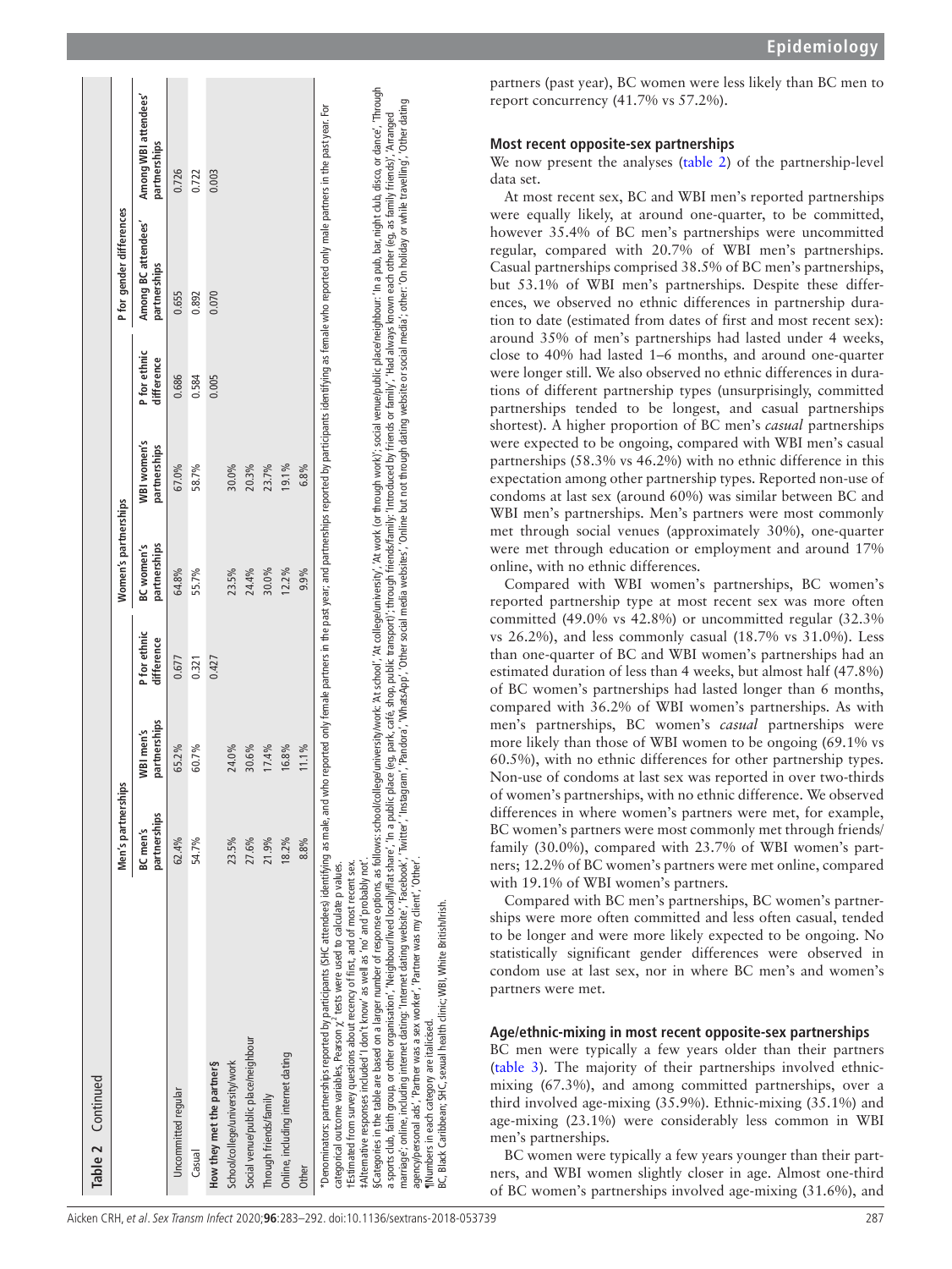**Table 2 Continued**

| | Men's partnerships | | | Women's partnerships | | | P for gender differences | |
|---|---|---|---|---|---|---|---|---|
| | BC men's partnerships | WBI men's partnerships | P for ethnic difference | BC women's partnerships | WBI women's partnerships | P for ethnic difference | Among BC attendees' partnerships | Among WBI attendees' partnerships |
| Uncommitted regular | 62.4% | 65.2% | 0.677 | 64.8% | 67.0% | 0.686 | 0.655 | 0.726 |
| Casual | 54.7% | 60.7% | 0.321 | 55.7% | 58.7% | 0.584 | 0.892 | 0.722 |
| **How they met the partner§** | | | 0.427 | | | 0.005 | 0.070 | 0.003 |
| School/college/university/work | 23.5% | 24.0% | | 23.5% | 30.0% | | | |
| Social venue/public place/neighbour | 27.6% | 30.6% | | 24.4% | 20.3% | | | |
| Through friends/family | 21.9% | 17.4% | | 30.0% | 23.7% | | | |
| Online, including internet dating | 18.2% | 16.8% | | 12.2% | 19.1% | | | |
| Other | 8.8% | 11.1% | | 9.9% | 6.8% | | | |

*Denominators: partnerships reported by participants (SHC attendees) identifying as male, and who reported only female partners in the past year; and partnerships reported by participants identifying as female who reported only male partners in the past year. For categorical outcome variables, Pearson $\chi^2$ tests were used to calculate p values.

†Estimated from survey questions about recency of first, and of most recent sex.

‡Alternative responses included 'I don't know' as well as 'no' and 'probably not'.

§Categories in the table are based on a larger number of response options, as follows: school/college/university/work: 'At school', 'At college/university', 'At work (or through work)'; social venue/public place/neighbour: 'In a pub, bar, night club, disco or dance', 'Through a sports club, faith group, or other organisation', 'Neighbour/lived locally/flat share', 'In a public place (eg, park, café, shop, public transport)'; through friends/family: 'Introduced by friends or family', 'Had always known each other (eg, as family friends)', 'Arranged marriage'; online, including internet dating: 'Internet dating website', 'Facebook', 'Twitter', 'Instagram', 'Pandora', 'WhatsApp', 'Other social media websites', 'Online but not through dating website or social media'; other: 'On holiday or while travelling', 'Other dating agency/personal ads', 'Partner was a sex worker', 'Partner was my client', 'Other'.

¶Numbers in each category are italicised.

BC, Black Caribbean; SHC, sexual health clinic; WBI, White British/Irish.

partners (past year), BC women were less likely than BC men to report concurrency (41.7% vs 57.2%).

### Most recent opposite-sex partnerships

We now present the analyses (table 2) of the partnership-level data set.

At most recent sex, BC and WBI men's reported partnerships were equally likely, at around one-quarter, to be committed, however 35.4% of BC men's partnerships were uncommitted regular, compared with 20.7% of WBI men's partnerships. Casual partnerships comprised 38.5% of BC men's partnerships, but 53.1% of WBI men's partnerships. Despite these differences, we observed no ethnic differences in partnership duration to date (estimated from dates of first and most recent sex): around 35% of men's partnerships had lasted under 4 weeks, close to 40% had lasted 1–6 months, and around one-quarter were longer still. We also observed no ethnic differences in durations of different partnership types (unsurprisingly, committed partnerships tended to be longest, and casual partnerships shortest). A higher proportion of BC men's *casual* partnerships were expected to be ongoing, compared with WBI men's casual partnerships (58.3% vs 46.2%) with no ethnic difference in this expectation among other partnership types. Reported non-use of condoms at last sex (around 60%) was similar between BC and WBI men's partnerships. Men's partners were most commonly met through social venues (approximately 30%), one-quarter were met through education or employment and around 17% online, with no ethnic differences.

Compared with WBI women's partnerships, BC women's reported partnership type at most recent sex was more often committed (49.0% vs 42.8%) or uncommitted regular (32.3% vs 26.2%), and less commonly casual (18.7% vs 31.0%). Less than one-quarter of BC and WBI women's partnerships had an estimated duration of less than 4 weeks, but almost half (47.8%) of BC women's partnerships had lasted longer than 6 months, compared with 36.2% of WBI women's partnerships. As with men's partnerships, BC women's *casual* partnerships were more likely than those of WBI women to be ongoing (69.1% vs 60.5%), with no ethnic differences for other partnership types. Non-use of condoms at last sex was reported in over two-thirds of women's partnerships, with no ethnic difference. We observed differences in where women's partners were met, for example, BC women's partners were most commonly met through friends/family (30.0%), compared with 23.7% of WBI women's partners; 12.2% of BC women's partners were met online, compared with 19.1% of WBI women's partners.

Compared with BC men's partnerships, BC women's partnerships were more often committed and less often casual, tended to be longer and were more likely expected to be ongoing. No statistically significant gender differences were observed in condom use at last sex, nor in where BC men's and women's partners were met.

### Age/ethnic-mixing in most recent opposite-sex partnerships

BC men were typically a few years older than their partners (table 3). The majority of their partnerships involved ethnic-mixing (67.3%), and among committed partnerships, over a third involved age-mixing (35.9%). Ethnic-mixing (35.1%) and age-mixing (23.1%) were considerably less common in WBI men's partnerships.

BC women were typically a few years younger than their partners, and WBI women slightly closer in age. Almost one-third of BC women's partnerships involved age-mixing (31.6%), and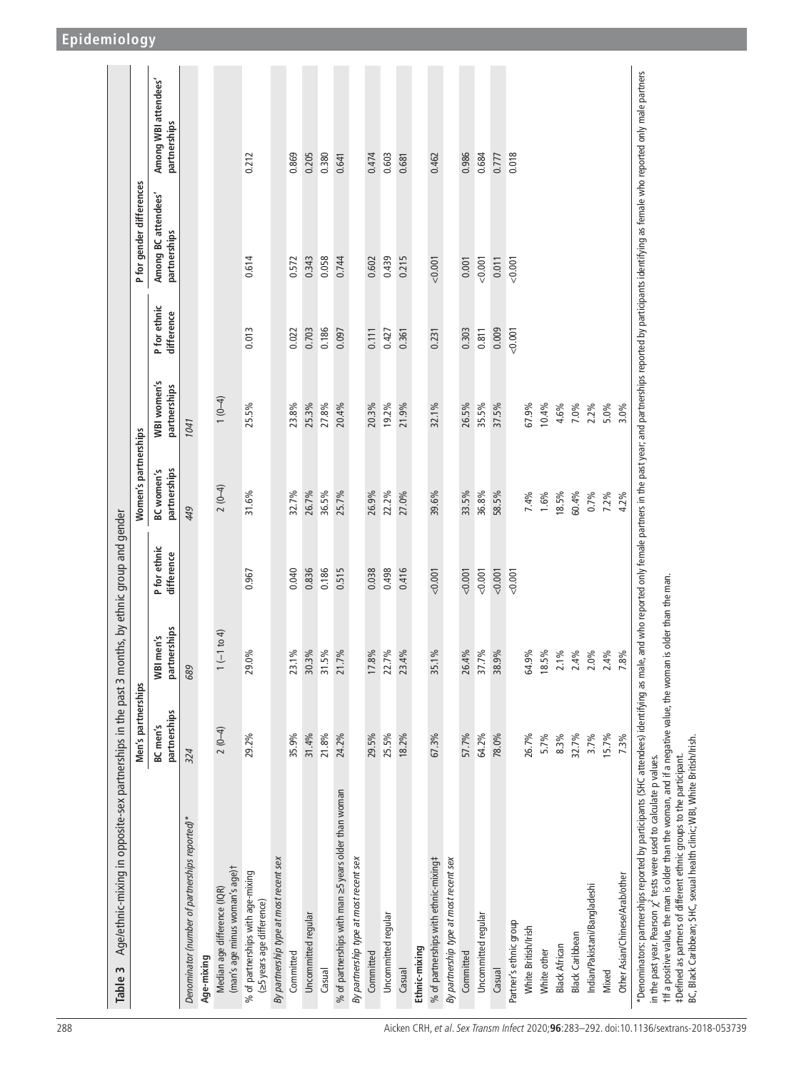**Table 3** Age/ethnic-mixing in opposite-sex partnerships in the past 3 months, by ethnic group and gender

| | Men's partnerships | | | Women's partnerships | | | P for gender differences | |
|---|---|---|---|---|---|---|---|---|
| | BC men's partnerships | WBI men's partnerships | P for ethnic difference | BC women's partnerships | WBI women's partnerships | P for ethnic difference | Among BC attendees' partnerships | Among WBI attendees' partnerships |
| *Denominator (number of partnerships reported)** | *324* | *689* | | *449* | *1041* | | | |
| **Age-mixing** | | | | | | | | |
| Median age difference (IQR) (man's age minus woman's age)† | 2 (0–4) | 1 (−1 to 4) | | 2 (0–4) | 1 (0–4) | | | |
| % of partnerships with age-mixing (≥5 years age difference) | 29.2% | 29.0% | 0.967 | 31.6% | 25.5% | 0.013 | 0.614 | 0.212 |
| *By partnership type at most recent sex* | | | | | | | | |
| Committed | 35.9% | 23.1% | 0.040 | 32.7% | 23.8% | 0.022 | 0.572 | 0.869 |
| Uncommitted regular | 31.4% | 30.3% | 0.836 | 26.7% | 25.3% | 0.703 | 0.343 | 0.205 |
| Casual | 21.8% | 31.5% | 0.186 | 36.5% | 27.8% | 0.186 | 0.058 | 0.380 |
| % of partnerships with man ≥5 years older than woman | 24.2% | 21.7% | 0.515 | 25.7% | 20.4% | 0.097 | 0.744 | 0.641 |
| *By partnership type at most recent sex* | | | | | | | | |
| Committed | 29.5% | 17.8% | 0.038 | 26.9% | 20.3% | 0.111 | 0.602 | 0.474 |
| Uncommitted regular | 25.5% | 22.7% | 0.498 | 22.2% | 19.2% | 0.427 | 0.439 | 0.603 |
| Casual | 18.2% | 23.4% | 0.416 | 27.0% | 21.9% | 0.361 | 0.215 | 0.681 |
| **Ethnic-mixing** | | | | | | | | |
| % of partnerships with ethnic-mixing‡ | 67.3% | 35.1% | <0.001 | 39.6% | 32.1% | 0.231 | <0.001 | 0.462 |
| *By partnership type at most recent sex* | | | | | | | | |
| Committed | 57.7% | 26.4% | <0.001 | 33.5% | 26.5% | 0.303 | 0.001 | 0.986 |
| Uncommitted regular | 64.2% | 37.7% | <0.001 | 36.8% | 35.5% | 0.811 | <0.001 | 0.684 |
| Casual | 78.0% | 38.9% | <0.001 | 58.5% | 37.5% | 0.009 | 0.011 | 0.777 |
| Partner's ethnic group | | | <0.001 | | | <0.001 | <0.001 | 0.018 |
| White British/Irish | 26.7% | 64.9% | | 7.4% | 67.9% | | | |
| White other | 5.7% | 18.5% | | 1.6% | 10.4% | | | |
| Black African | 8.3% | 2.1% | | 18.5% | 4.6% | | | |
| Black Caribbean | 32.7% | 2.4% | | 60.4% | 7.0% | | | |
| Indian/Pakistani/Bangladeshi | 3.7% | 2.0% | | 0.7% | 2.2% | | | |
| Mixed | 15.7% | 2.4% | | 7.2% | 5.0% | | | |
| Other Asian/Chinese/Arab/other | 7.3% | 7.8% | | 4.2% | 3.0% | | | |

*Denominators: partnerships reported by participants (SHC attendees) identifying as male, and who reported only female partners in the past year; and partnerships reported by participants identifying as female who reported only male partners in the past year. Pearson $\chi^2$ tests were used to calculate p values.

†If a positive value, the man is older than the woman, and if a negative value, the woman is older than the man.

‡Defined as partners of different ethnic groups to the participant.

BC, Black Caribbean; SHC, sexual health clinic; WBI, White British/Irish.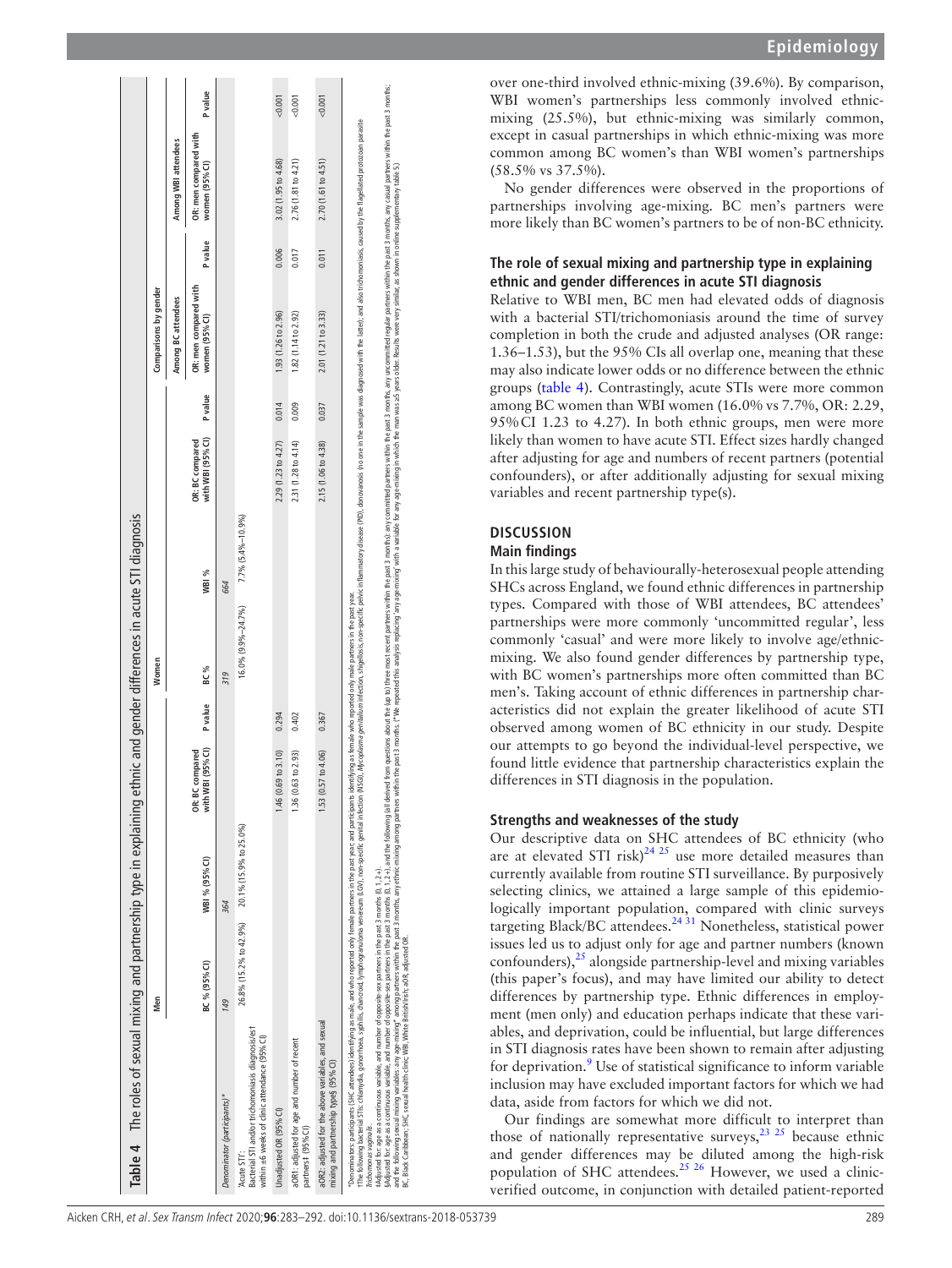**Table 4** The roles of sexual mixing and partnership type in explaining ethnic and gender differences in acute STI diagnosis

| | Men | | | | Women | | | | Comparisons by gender | | | |
|---|---|---|---|---|---|---|---|---|---|---|---|---|
| | | | | | | | | | Among BC attendees | | Among WBI attendees | |
| | BC % (95% CI) | WBI % (95% CI) | OR: BC compared with WBI (95% CI) | P value | BC % | WBI % | OR: BC compared with WBI (95% CI) | P value | OR: men compared with women (95% CI) | P value | OR: men compared with women (95% CI) | P value |
| *Denominator (participants)** | *149* | *364* | | | *319* | *664* | | | | | | |
| 'Acute STI': Bacterial STI and/or trichomoniasis diagnosis/es† within ±6 weeks of clinic attendance (95% CI) | 26.8% (15.2% to 42.9%) | 20.1% (15.9% to 25.0%) | | | 16.0% (9.9%–24.7%) | 7.7% (5.4%–10.9%) | | | | | | |
| Unadjusted OR (95% CI) | | | 1.46 (0.69 to 3.10) | 0.294 | | | 2.29 (1.23 to 4.27) | 0.014 | 1.93 (1.26 to 2.96) | 0.006 | 3.02 (1.95 to 4.68) | <0.001 |
| aOR1: adjusted for age and number of recent partners‡ (95% CI) | | | 1.36 (0.63 to 2.93) | 0.402 | | | 2.31 (1.28 to 4.14) | 0.009 | 1.82 (1.14 to 2.92) | 0.017 | 2.76 (1.81 to 4.21) | <0.001 |
| aOR2: adjusted for the above variables, and sexual mixing and partnership type§ (95% CI) | | | 1.53 (0.57 to 4.06) | 0.367 | | | 2.15 (1.06 to 4.38) | 0.037 | 2.01 (1.21 to 3.33) | 0.011 | 2.70 (1.61 to 4.51) | <0.001 |

*Denominators: participants (SHC attendees) identifying as male, and who reported only female partners in the past year; and participants identifying as female who reported only male partners in the past year.
†The following bacterial STIs: chlamydia, gonorrhoea, syphilis, chancroid, lymphogranuloma venereum (LGV), non-specific genital infection (NSGI), *Mycoplasma genitalium* infection, shigellosis, non-specific pelvic inflammatory disease (PID), donovanosis (no one in the sample was diagnosed with the latter); and also trichomoniasis, caused by the flagellated protozoan parasite *Trichomonas vaginalis*.
‡Adjusted for: age as a continuous variable, and number of opposite-sex partners in the past 3 months (0, 1, 2+).
§Adjusted for: age as a continuous variable, and number of opposite-sex partners in the past 3 months (0, 1, 2+), and the following (all derived from questions about the (up to) three most recent partners within the past 3 months): any committed partners within the past 3 months, any uncommitted regular partners within the past 3 months, any casual partners within the past 3 months; and the following sexual mixing variables: any age-mixing* among partners within the past 3 months, any ethnic-mixing among partners within the past 3 months. (*We repeated this analysis replacing 'any age-mixing' with a variable for any age-mixing in which the man was ≥5 years older. Results were very similar, as shown in online supplementary table 5.)
BC, Black Caribbean; SHC, sexual health clinic; WBI, White British/Irish; aOR, adjusted OR.

over one-third involved ethnic-mixing (39.6%). By comparison, WBI women's partnerships less commonly involved ethnic-mixing (25.5%), but ethnic-mixing was similarly common, except in casual partnerships in which ethnic-mixing was more common among BC women's than WBI women's partnerships (58.5% vs 37.5%).

No gender differences were observed in the proportions of partnerships involving age-mixing. BC men's partners were more likely than BC women's partners to be of non-BC ethnicity.

### The role of sexual mixing and partnership type in explaining ethnic and gender differences in acute STI diagnosis

Relative to WBI men, BC men had elevated odds of diagnosis with a bacterial STI/trichomoniasis around the time of survey completion in both the crude and adjusted analyses (OR range: 1.36–1.53), but the 95% CIs all overlap one, meaning that these may also indicate lower odds or no difference between the ethnic groups (table 4). Contrastingly, acute STIs were more common among BC women than WBI women (16.0% vs 7.7%, OR: 2.29, 95% CI 1.23 to 4.27). In both ethnic groups, men were more likely than women to have acute STI. Effect sizes hardly changed after adjusting for age and numbers of recent partners (potential confounders), or after additionally adjusting for sexual mixing variables and recent partnership type(s).

## DISCUSSION

### Main findings

In this large study of behaviourally-heterosexual people attending SHCs across England, we found ethnic differences in partnership types. Compared with those of WBI attendees, BC attendees' partnerships were more commonly 'uncommitted regular', less commonly 'casual' and were more likely to involve age/ethnic-mixing. We also found gender differences by partnership type, with BC women's partnerships more often committed than BC men's. Taking account of ethnic differences in partnership characteristics did not explain the greater likelihood of acute STI observed among women of BC ethnicity in our study. Despite our attempts to go beyond the individual-level perspective, we found little evidence that partnership characteristics explain the differences in STI diagnosis in the population.

### Strengths and weaknesses of the study

Our descriptive data on SHC attendees of BC ethnicity (who are at elevated STI risk)[24 25] use more detailed measures than currently available from routine STI surveillance. By purposively selecting clinics, we attained a large sample of this epidemiologically important population, compared with clinic surveys targeting Black/BC attendees.[24 31] Nonetheless, statistical power issues led us to adjust only for age and partner numbers (known confounders),[25] alongside partnership-level and mixing variables (this paper's focus), and may have limited our ability to detect differences by partnership type. Ethnic differences in employment (men only) and education perhaps indicate that these variables, and deprivation, could be influential, but large differences in STI diagnosis rates have been shown to remain after adjusting for deprivation.[9] Use of statistical significance to inform variable inclusion may have excluded important factors for which we had data, aside from factors for which we did not.

Our findings are somewhat more difficult to interpret than those of nationally representative surveys,[23 25] because ethnic and gender differences may be diluted among the high-risk population of SHC attendees.[25 26] However, we used a clinic-verified outcome, in conjunction with detailed patient-reported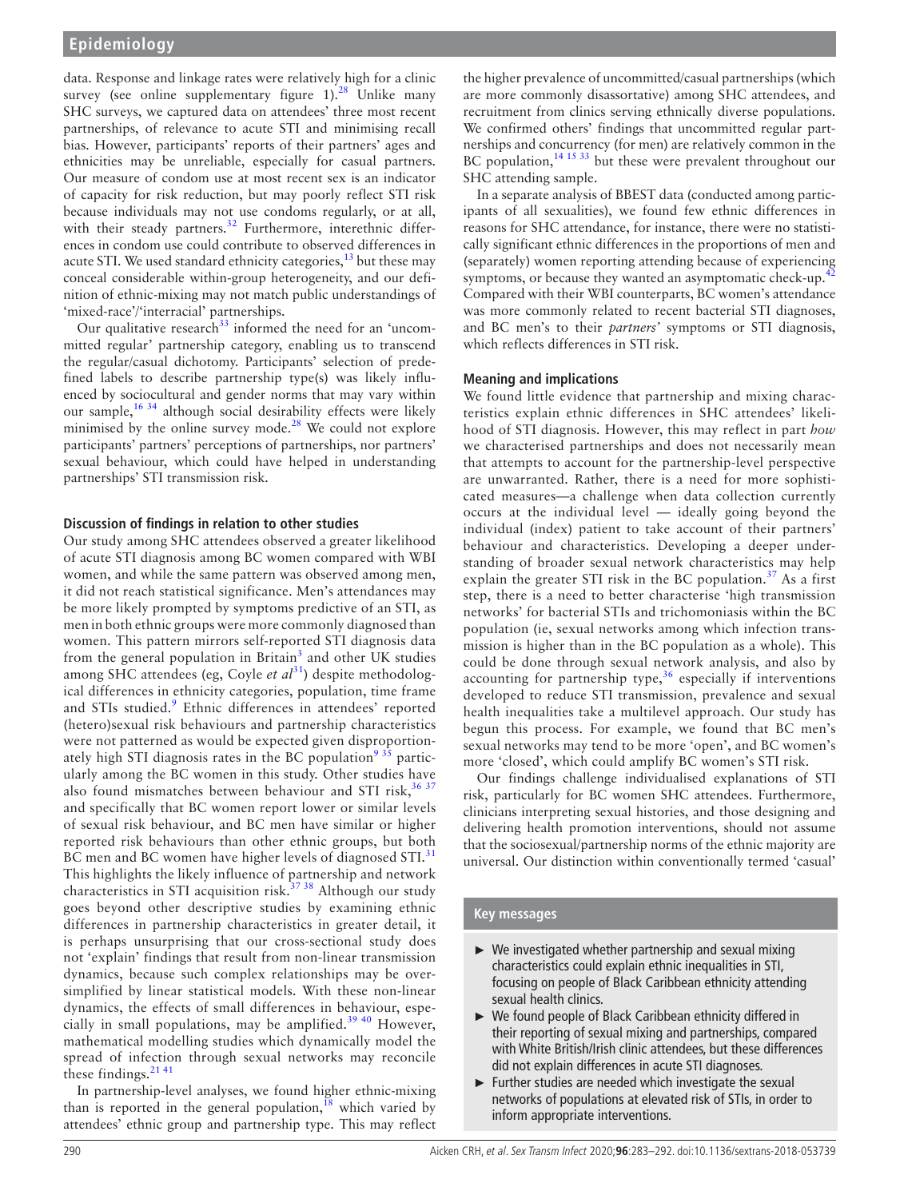data. Response and linkage rates were relatively high for a clinic survey (see online supplementary figure 1).[28] Unlike many SHC surveys, we captured data on attendees' three most recent partnerships, of relevance to acute STI and minimising recall bias. However, participants' reports of their partners' ages and ethnicities may be unreliable, especially for casual partners. Our measure of condom use at most recent sex is an indicator of capacity for risk reduction, but may poorly reflect STI risk because individuals may not use condoms regularly, or at all, with their steady partners.[32] Furthermore, interethnic differences in condom use could contribute to observed differences in acute STI. We used standard ethnicity categories,[13] but these may conceal considerable within-group heterogeneity, and our definition of ethnic-mixing may not match public understandings of 'mixed-race'/'interracial' partnerships.

Our qualitative research[33] informed the need for an 'uncommitted regular' partnership category, enabling us to transcend the regular/casual dichotomy. Participants' selection of predefined labels to describe partnership type(s) was likely influenced by sociocultural and gender norms that may vary within our sample,[16,34] although social desirability effects were likely minimised by the online survey mode.[28] We could not explore participants' partners' perceptions of partnerships, nor partners' sexual behaviour, which could have helped in understanding partnerships' STI transmission risk.

### Discussion of findings in relation to other studies

Our study among SHC attendees observed a greater likelihood of acute STI diagnosis among BC women compared with WBI women, and while the same pattern was observed among men, it did not reach statistical significance. Men's attendances may be more likely prompted by symptoms predictive of an STI, as men in both ethnic groups were more commonly diagnosed than women. This pattern mirrors self-reported STI diagnosis data from the general population in Britain[3] and other UK studies among SHC attendees (eg, Coyle *et al*[31]) despite methodological differences in ethnicity categories, population, time frame and STIs studied.[9] Ethnic differences in attendees' reported (hetero)sexual risk behaviours and partnership characteristics were not patterned as would be expected given disproportionately high STI diagnosis rates in the BC population[9,35] particularly among the BC women in this study. Other studies have also found mismatches between behaviour and STI risk,[36,37] and specifically that BC women report lower or similar levels of sexual risk behaviour, and BC men have similar or higher reported risk behaviours than other ethnic groups, but both BC men and BC women have higher levels of diagnosed STI.[31] This highlights the likely influence of partnership and network characteristics in STI acquisition risk.[37,38] Although our study goes beyond other descriptive studies by examining ethnic differences in partnership characteristics in greater detail, it is perhaps unsurprising that our cross-sectional study does not 'explain' findings that result from non-linear transmission dynamics, because such complex relationships may be oversimplified by linear statistical models. With these non-linear dynamics, the effects of small differences in behaviour, especially in small populations, may be amplified.[39,40] However, mathematical modelling studies which dynamically model the spread of infection through sexual networks may reconcile these findings.[21,41]

In partnership-level analyses, we found higher ethnic-mixing than is reported in the general population,[18] which varied by attendees' ethnic group and partnership type. This may reflect the higher prevalence of uncommitted/casual partnerships (which are more commonly disassortative) among SHC attendees, and recruitment from clinics serving ethnically diverse populations. We confirmed others' findings that uncommitted regular partnerships and concurrency (for men) are relatively common in the BC population,[14,15,33] but these were prevalent throughout our SHC attending sample.

In a separate analysis of BBEST data (conducted among participants of all sexualities), we found few ethnic differences in reasons for SHC attendance, for instance, there were no statistically significant ethnic differences in the proportions of men and (separately) women reporting attending because of experiencing symptoms, or because they wanted an asymptomatic check-up.[42] Compared with their WBI counterparts, BC women's attendance was more commonly related to recent bacterial STI diagnoses, and BC men's to their *partners'* symptoms or STI diagnosis, which reflects differences in STI risk.

### Meaning and implications

We found little evidence that partnership and mixing characteristics explain ethnic differences in SHC attendees' likelihood of STI diagnosis. However, this may reflect in part *how* we characterised partnerships and does not necessarily mean that attempts to account for the partnership-level perspective are unwarranted. Rather, there is a need for more sophisticated measures—a challenge when data collection currently occurs at the individual level — ideally going beyond the individual (index) patient to take account of their partners' behaviour and characteristics. Developing a deeper understanding of broader sexual network characteristics may help explain the greater STI risk in the BC population.[37] As a first step, there is a need to better characterise 'high transmission networks' for bacterial STIs and trichomoniasis within the BC population (ie, sexual networks among which infection transmission is higher than in the BC population as a whole). This could be done through sexual network analysis, and also by accounting for partnership type,[36] especially if interventions developed to reduce STI transmission, prevalence and sexual health inequalities take a multilevel approach. Our study has begun this process. For example, we found that BC men's sexual networks may tend to be more 'open', and BC women's more 'closed', which could amplify BC women's STI risk.

Our findings challenge individualised explanations of STI risk, particularly for BC women SHC attendees. Furthermore, clinicians interpreting sexual histories, and those designing and delivering health promotion interventions, should not assume that the sociosexual/partnership norms of the ethnic majority are universal. Our distinction within conventionally termed 'casual'

> **Key messages**
>
> - We investigated whether partnership and sexual mixing characteristics could explain ethnic inequalities in STI, focusing on people of Black Caribbean ethnicity attending sexual health clinics.
> - We found people of Black Caribbean ethnicity differed in their reporting of sexual mixing and partnerships, compared with White British/Irish clinic attendees, but these differences did not explain differences in acute STI diagnoses.
> - Further studies are needed which investigate the sexual networks of populations at elevated risk of STIs, in order to inform appropriate interventions.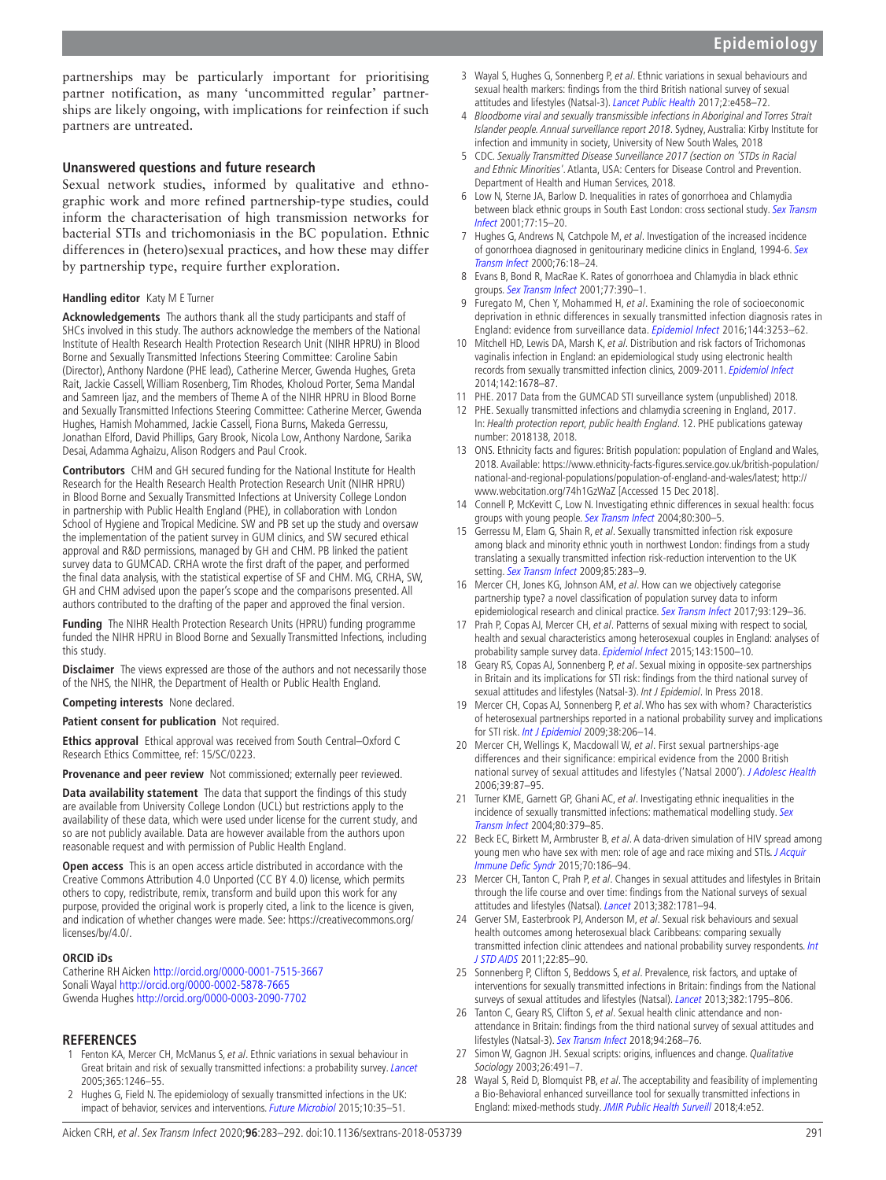partnerships may be particularly important for prioritising partner notification, as many 'uncommitted regular' partnerships are likely ongoing, with implications for reinfection if such partners are untreated.

### Unanswered questions and future research

Sexual network studies, informed by qualitative and ethnographic work and more refined partnership-type studies, could inform the characterisation of high transmission networks for bacterial STIs and trichomoniasis in the BC population. Ethnic differences in (hetero)sexual practices, and how these may differ by partnership type, require further exploration.

**Handling editor** Katy M E Turner

**Acknowledgements** The authors thank all the study participants and staff of SHCs involved in this study. The authors acknowledge the members of the National Institute of Health Research Health Protection Research Unit (NIHR HPRU) in Blood Borne and Sexually Transmitted Infections Steering Committee: Caroline Sabin (Director), Anthony Nardone (PHE lead), Catherine Mercer, Gwenda Hughes, Greta Rait, Jackie Cassell, William Rosenberg, Tim Rhodes, Kholoud Porter, Sema Mandal and Samreen Ijaz, and the members of Theme A of the NIHR HPRU in Blood Borne and Sexually Transmitted Infections Steering Committee: Catherine Mercer, Gwenda Hughes, Hamish Mohammed, Jackie Cassell, Fiona Burns, Makeda Gerressu, Jonathan Elford, David Phillips, Gary Brook, Nicola Low, Anthony Nardone, Sarika Desai, Adamma Aghaizu, Alison Rodgers and Paul Crook.

**Contributors** CHM and GH secured funding for the National Institute for Health Research for the Health Research Health Protection Research Unit (NIHR HPRU) in Blood Borne and Sexually Transmitted Infections at University College London in partnership with Public Health England (PHE), in collaboration with London School of Hygiene and Tropical Medicine. SW and PB set up the study and oversaw the implementation of the patient survey in GUM clinics, and SW secured ethical approval and R&D permissions, managed by GH and CHM. PB linked the patient survey data to GUMCAD. CRHA wrote the first draft of the paper, and performed the final data analysis, with the statistical expertise of SF and CHM. MG, CRHA, SW, GH and CHM advised upon the paper's scope and the comparisons presented. All authors contributed to the drafting of the paper and approved the final version.

**Funding** The NIHR Health Protection Research Units (HPRU) funding programme funded the NIHR HPRU in Blood Borne and Sexually Transmitted Infections, including this study.

**Disclaimer** The views expressed are those of the authors and not necessarily those of the NHS, the NIHR, the Department of Health or Public Health England.

**Competing interests** None declared.

**Patient consent for publication** Not required.

**Ethics approval** Ethical approval was received from South Central–Oxford C Research Ethics Committee, ref: 15/SC/0223.

**Provenance and peer review** Not commissioned; externally peer reviewed.

**Data availability statement** The data that support the findings of this study are available from University College London (UCL) but restrictions apply to the availability of these data, which were used under license for the current study, and so are not publicly available. Data are however available from the authors upon reasonable request and with permission of Public Health England.

**Open access** This is an open access article distributed in accordance with the Creative Commons Attribution 4.0 Unported (CC BY 4.0) license, which permits others to copy, redistribute, remix, transform and build upon this work for any purpose, provided the original work is properly cited, a link to the licence is given, and indication of whether changes were made. See: https://creativecommons.org/licenses/by/4.0/.

### ORCID iDs

Catherine RH Aicken http://orcid.org/0000-0001-7515-3667
Sonali Wayal http://orcid.org/0000-0002-5878-7665
Gwenda Hughes http://orcid.org/0000-0003-2090-7702

## REFERENCES

1. Fenton KA, Mercer CH, McManus S, *et al*. Ethnic variations in sexual behaviour in Great britain and risk of sexually transmitted infections: a probability survey. *Lancet* 2005;365:1246–55.
2. Hughes G, Field N. The epidemiology of sexually transmitted infections in the UK: impact of behavior, services and interventions. *Future Microbiol* 2015;10:35–51.
3. Wayal S, Hughes G, Sonnenberg P, *et al*. Ethnic variations in sexual behaviours and sexual health markers: findings from the third British national survey of sexual attitudes and lifestyles (Natsal-3). *Lancet Public Health* 2017;2:e458–72.
4. *Bloodborne viral and sexually transmissible infections in Aboriginal and Torres Strait Islander people. Annual surveillance report 2018*. Sydney, Australia: Kirby Institute for infection and immunity in society, University of New South Wales, 2018
5. CDC. *Sexually Transmitted Disease Surveillance 2017 (section on 'STDs in Racial and Ethnic Minorities'*. Atlanta, USA: Centers for Disease Control and Prevention. Department of Health and Human Services, 2018.
6. Low N, Sterne JA, Barlow D. Inequalities in rates of gonorrhoea and Chlamydia between black ethnic groups in South East London: cross sectional study. *Sex Transm Infect* 2001;77:15–20.
7. Hughes G, Andrews N, Catchpole M, *et al*. Investigation of the increased incidence of gonorrhoea diagnosed in genitourinary medicine clinics in England, 1994-6. *Sex Transm Infect* 2000;76:18–24.
8. Evans B, Bond R, MacRae K. Rates of gonorrhoea and Chlamydia in black ethnic groups. *Sex Transm Infect* 2001;77:390–1.
9. Furegato M, Chen Y, Mohammed H, *et al*. Examining the role of socioeconomic deprivation in ethnic differences in sexually transmitted infection diagnosis rates in England: evidence from surveillance data. *Epidemiol Infect* 2016;144:3253–62.
10. Mitchell HD, Lewis DA, Marsh K, *et al*. Distribution and risk factors of Trichomonas vaginalis infection in England: an epidemiological study using electronic health records from sexually transmitted infection clinics, 2009-2011. *Epidemiol Infect* 2014;142:1678–87.
11. PHE. 2017 Data from the GUMCAD STI surveillance system (unpublished) 2018.
12. PHE. Sexually transmitted infections and chlamydia screening in England, 2017. In: *Health protection report, public health England*. 12. PHE publications gateway number: 2018138, 2018.
13. ONS. Ethnicity facts and figures: British population: population of England and Wales, 2018. Available: https://www.ethnicity-facts-figures.service.gov.uk/british-population/national-and-regional-populations/population-of-england-and-wales/latest; http://www.webcitation.org/74h1GzWaZ [Accessed 15 Dec 2018].
14. Connell P, McKevitt C, Low N. Investigating ethnic differences in sexual health: focus groups with young people. *Sex Transm Infect* 2004;80:300–5.
15. Gerressu M, Elam G, Shain R, *et al*. Sexually transmitted infection risk exposure among black and minority ethnic youth in northwest London: findings from a study translating a sexually transmitted infection risk-reduction intervention to the UK setting. *Sex Transm Infect* 2009;85:283–9.
16. Mercer CH, Jones KG, Johnson AM, *et al*. How can we objectively categorise partnership type? a novel classification of population survey data to inform epidemiological research and clinical practice. *Sex Transm Infect* 2017;93:129–36.
17. Prah P, Copas AJ, Mercer CH, *et al*. Patterns of sexual mixing with respect to social, health and sexual characteristics among heterosexual couples in England: analyses of probability sample survey data. *Epidemiol Infect* 2015;143:1500–10.
18. Geary RS, Copas AJ, Sonnenberg P, *et al*. Sexual mixing in opposite-sex partnerships in Britain and its implications for STI risk: findings from the third national survey of sexual attitudes and lifestyles (Natsal-3). *Int J Epidemiol*. In Press 2018.
19. Mercer CH, Copas AJ, Sonnenberg P, *et al*. Who has sex with whom? Characteristics of heterosexual partnerships reported in a national probability survey and implications for STI risk. *Int J Epidemiol* 2009;38:206–14.
20. Mercer CH, Wellings K, Macdowall W, *et al*. First sexual partnerships-age differences and their significance: empirical evidence from the 2000 British national survey of sexual attitudes and lifestyles ('Natsal 2000'). *J Adolesc Health* 2006;39:87–95.
21. Turner KME, Garnett GP, Ghani AC, *et al*. Investigating ethnic inequalities in the incidence of sexually transmitted infections: mathematical modelling study. *Sex Transm Infect* 2004;80:379–85.
22. Beck EC, Birkett M, Armbruster B, *et al*. A data-driven simulation of HIV spread among young men who have sex with men: role of age and race mixing and STIs. *J Acquir Immune Defic Syndr* 2015;70:186–94.
23. Mercer CH, Tanton C, Prah P, *et al*. Changes in sexual attitudes and lifestyles in Britain through the life course and over time: findings from the National surveys of sexual attitudes and lifestyles (Natsal). *Lancet* 2013;382:1781–94.
24. Gerver SM, Easterbrook PJ, Anderson M, *et al*. Sexual risk behaviours and sexual health outcomes among heterosexual black Caribbeans: comparing sexually transmitted infection clinic attendees and national probability survey respondents. *Int J STD AIDS* 2011;22:85–90.
25. Sonnenberg P, Clifton S, Beddows S, *et al*. Prevalence, risk factors, and uptake of interventions for sexually transmitted infections in Britain: findings from the National surveys of sexual attitudes and lifestyles (Natsal). *Lancet* 2013;382:1795–806.
26. Tanton C, Geary RS, Clifton S, *et al*. Sexual health clinic attendance and non-attendance in Britain: findings from the third national survey of sexual attitudes and lifestyles (Natsal-3). *Sex Transm Infect* 2018;94:268–76.
27. Simon W, Gagnon JH. Sexual scripts: origins, influences and change. *Qualitative Sociology* 2003;26:491–7.
28. Wayal S, Reid D, Blomquist PB, *et al*. The acceptability and feasibility of implementing a Bio-Behavioral enhanced surveillance tool for sexually transmitted infections in England: mixed-methods study. *JMIR Public Health Surveill* 2018;4:e52.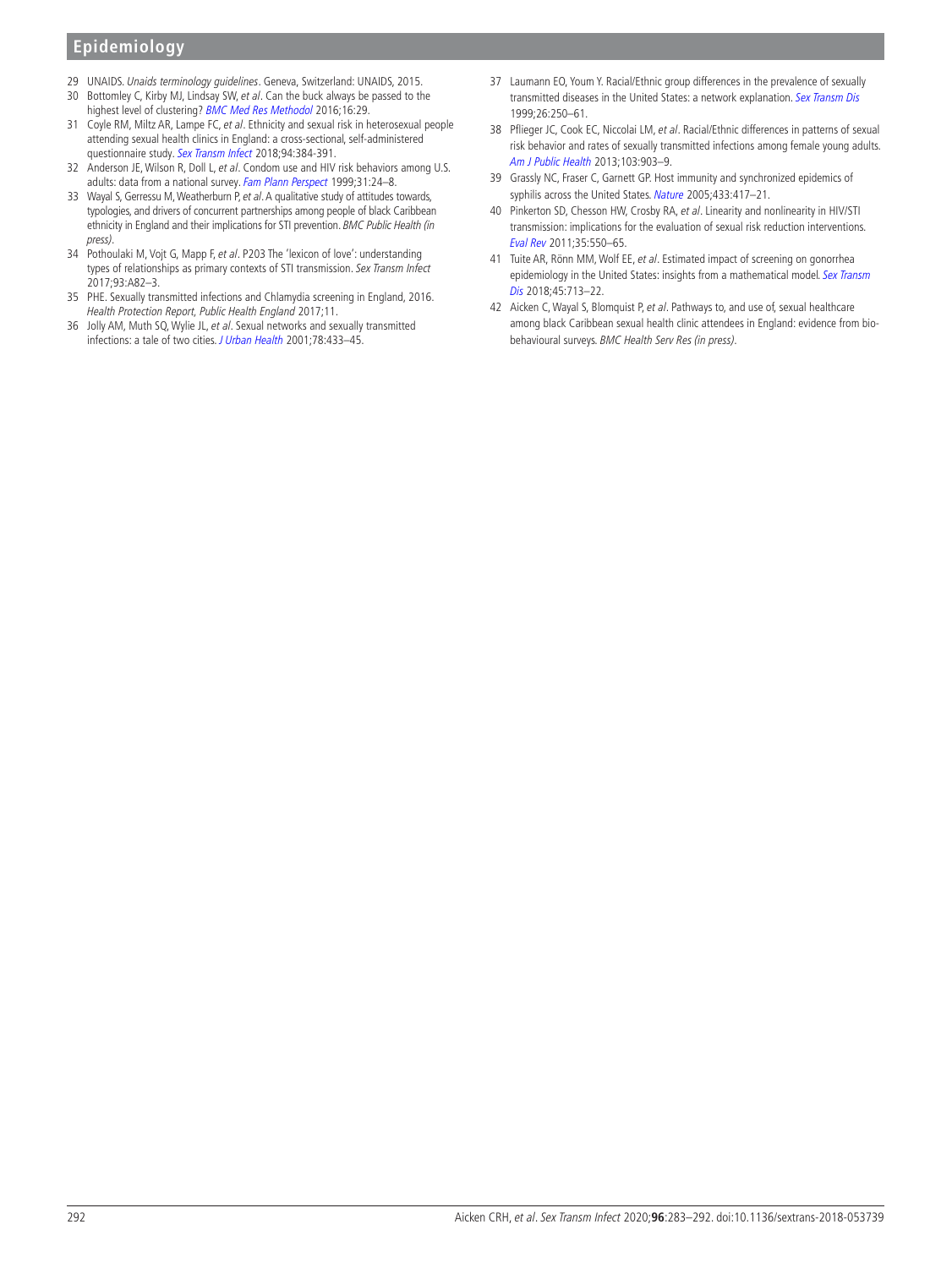29 UNAIDS. *Unaids terminology guidelines*. Geneva, Switzerland: UNAIDS, 2015.

30 Bottomley C, Kirby MJ, Lindsay SW, *et al*. Can the buck always be passed to the highest level of clustering? *BMC Med Res Methodol* 2016;16:29.

31 Coyle RM, Miltz AR, Lampe FC, *et al*. Ethnicity and sexual risk in heterosexual people attending sexual health clinics in England: a cross-sectional, self-administered questionnaire study. *Sex Transm Infect* 2018;94:384-391.

32 Anderson JE, Wilson R, Doll L, *et al*. Condom use and HIV risk behaviors among U.S. adults: data from a national survey. *Fam Plann Perspect* 1999;31:24–8.

33 Wayal S, Gerressu M, Weatherburn P, *et al*. A qualitative study of attitudes towards, typologies, and drivers of concurrent partnerships among people of black Caribbean ethnicity in England and their implications for STI prevention. *BMC Public Health (in press)*.

34 Pothoulaki M, Vojt G, Mapp F, *et al*. P203 The 'lexicon of love': understanding types of relationships as primary contexts of STI transmission. *Sex Transm Infect* 2017;93:A82–3.

35 PHE. Sexually transmitted infections and Chlamydia screening in England, 2016. *Health Protection Report, Public Health England* 2017;11.

36 Jolly AM, Muth SQ, Wylie JL, *et al*. Sexual networks and sexually transmitted infections: a tale of two cities. *J Urban Health* 2001;78:433–45.

37 Laumann EO, Youm Y. Racial/Ethnic group differences in the prevalence of sexually transmitted diseases in the United States: a network explanation. *Sex Transm Dis* 1999;26:250–61.

38 Pflieger JC, Cook EC, Niccolai LM, *et al*. Racial/Ethnic differences in patterns of sexual risk behavior and rates of sexually transmitted infections among female young adults. *Am J Public Health* 2013;103:903–9.

39 Grassly NC, Fraser C, Garnett GP. Host immunity and synchronized epidemics of syphilis across the United States. *Nature* 2005;433:417–21.

40 Pinkerton SD, Chesson HW, Crosby RA, *et al*. Linearity and nonlinearity in HIV/STI transmission: implications for the evaluation of sexual risk reduction interventions. *Eval Rev* 2011;35:550–65.

41 Tuite AR, Rönn MM, Wolf EE, *et al*. Estimated impact of screening on gonorrhea epidemiology in the United States: insights from a mathematical model. *Sex Transm Dis* 2018;45:713–22.

42 Aicken C, Wayal S, Blomquist P, *et al*. Pathways to, and use of, sexual healthcare among black Caribbean sexual health clinic attendees in England: evidence from bio-behavioural surveys. *BMC Health Serv Res (in press)*.